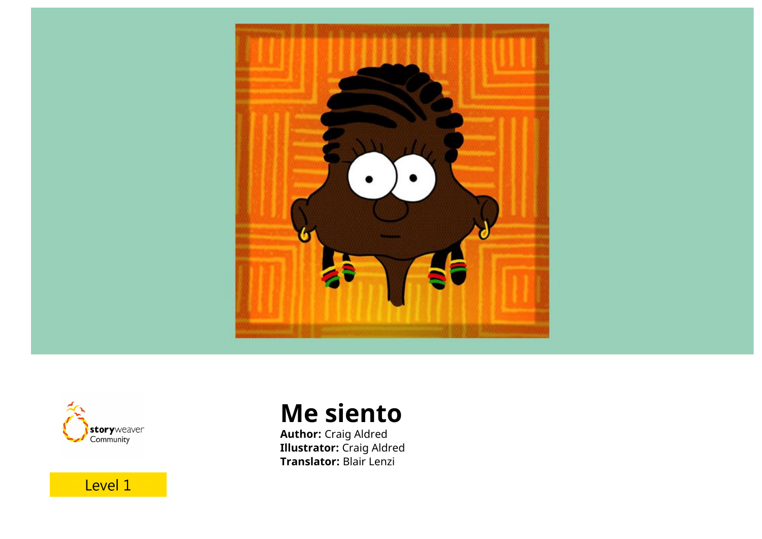# Me siento

**Author:** Craig Aldred
**Illustrator:** Craig Aldred
**Translator:** Blair Lenzi

storyweaver Community

Level 1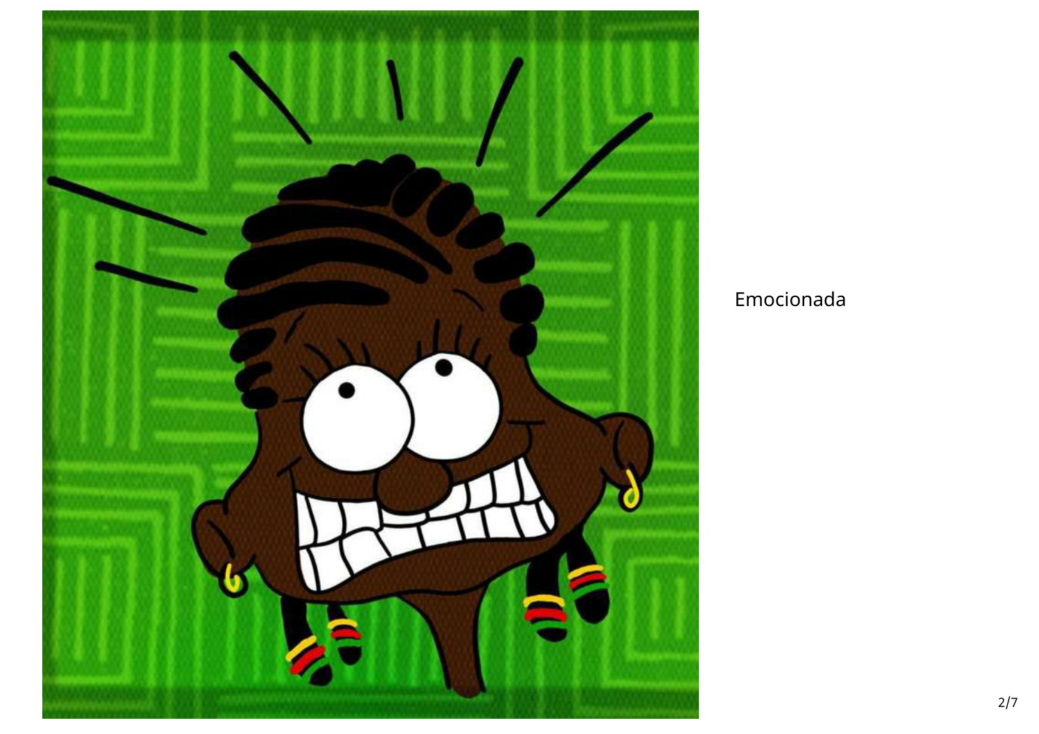Emocionada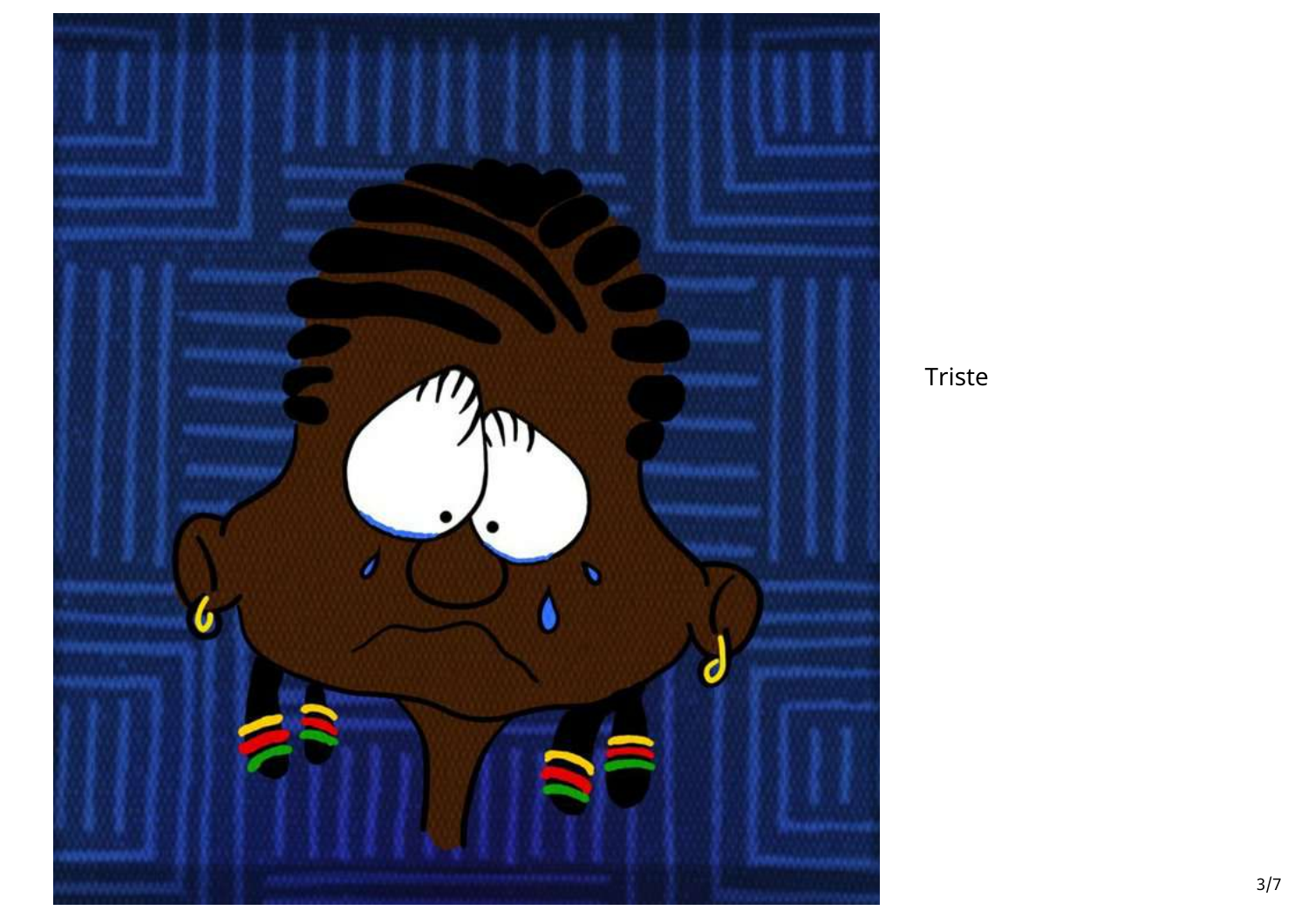Triste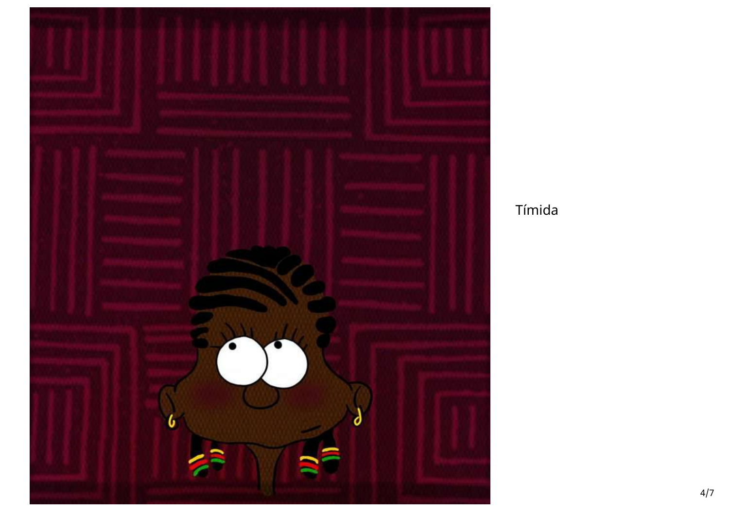Tímida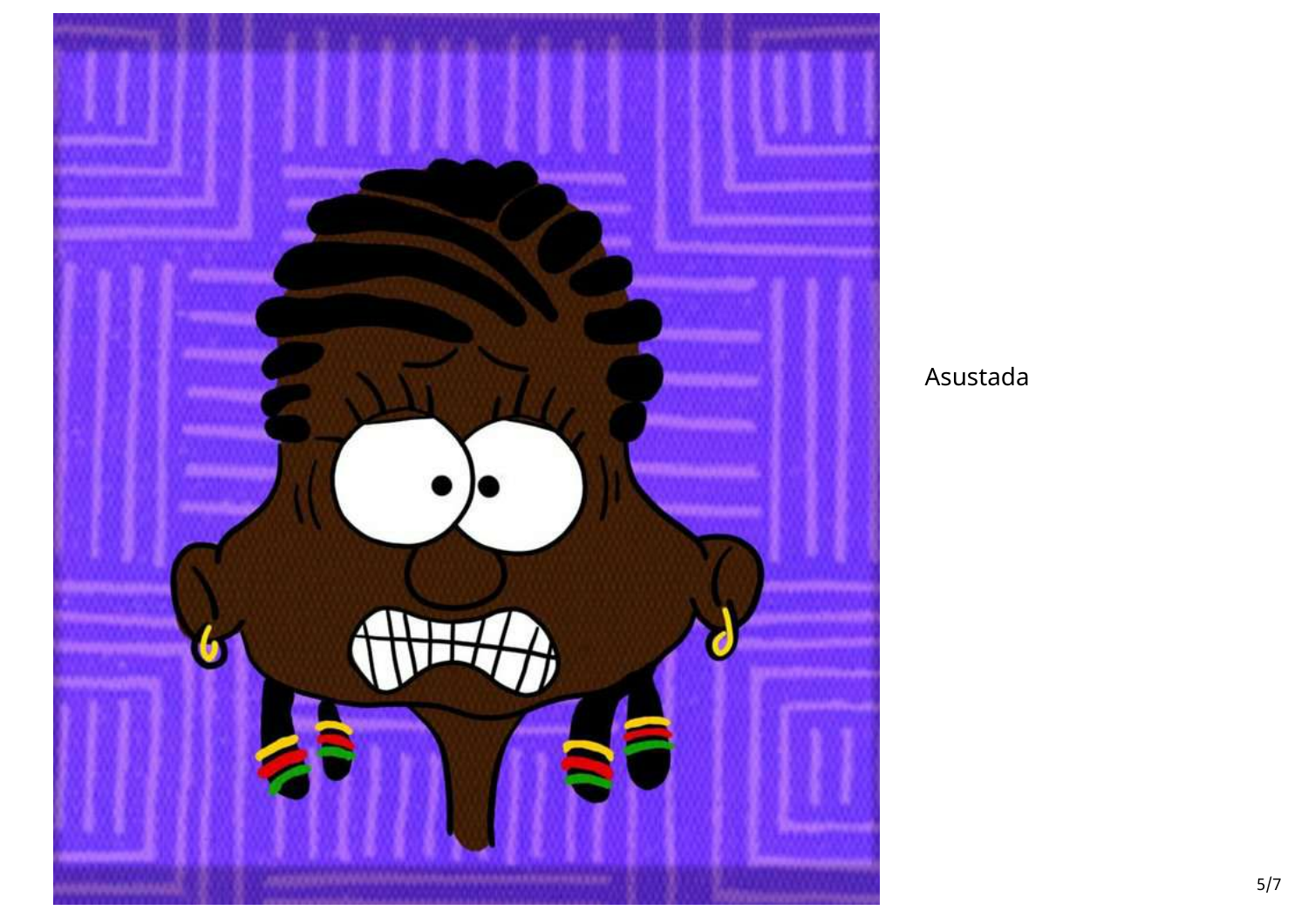Asustada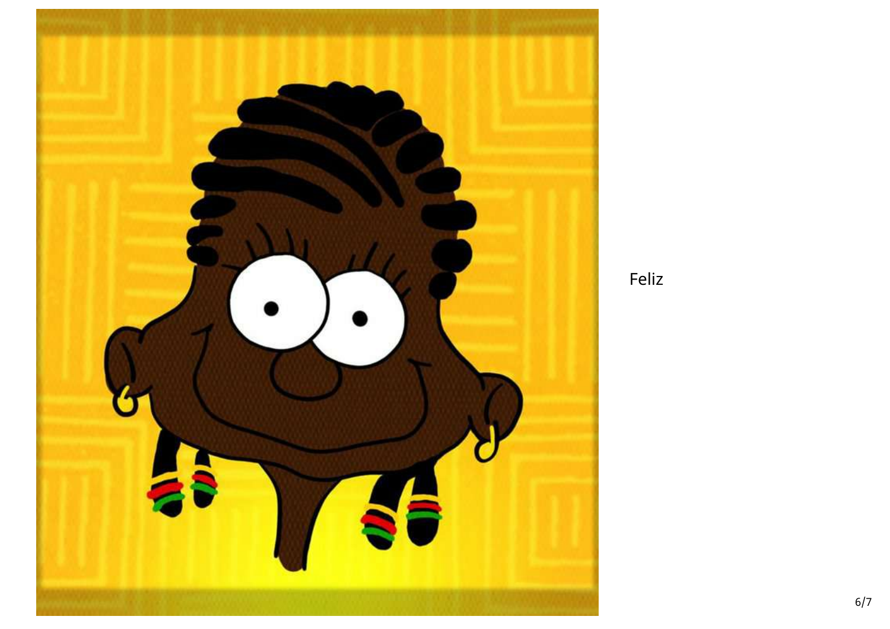Feliz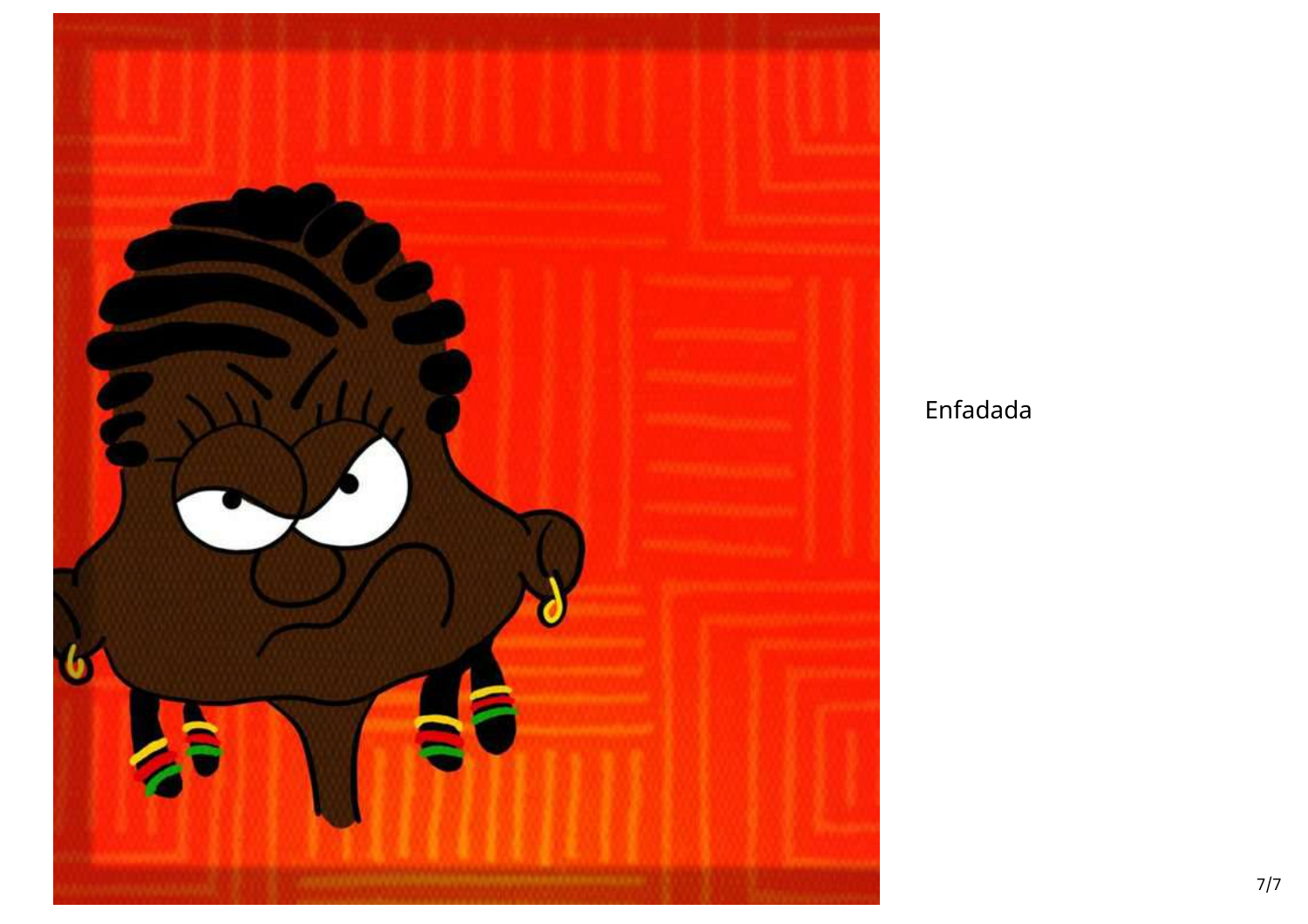Enfadada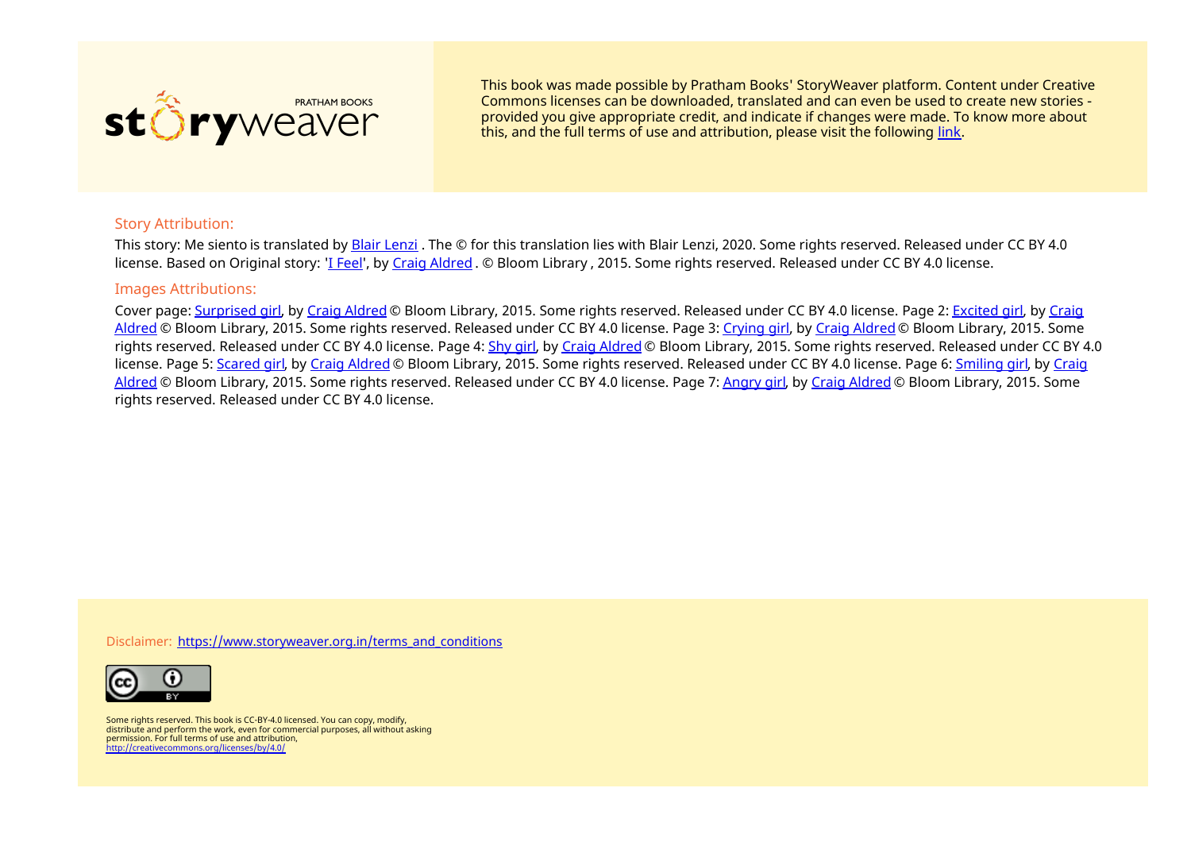storyweaver PRATHAM BOOKS

This book was made possible by Pratham Books' StoryWeaver platform. Content under Creative Commons licenses can be downloaded, translated and can even be used to create new stories - provided you give appropriate credit, and indicate if changes were made. To know more about this, and the full terms of use and attribution, please visit the following link.

### Story Attribution:

This story: Me siento is translated by Blair Lenzi . The © for this translation lies with Blair Lenzi, 2020. Some rights reserved. Released under CC BY 4.0 license. Based on Original story: 'I Feel', by Craig Aldred . © Bloom Library , 2015. Some rights reserved. Released under CC BY 4.0 license.

### Images Attributions:

Cover page: Surprised girl, by Craig Aldred © Bloom Library, 2015. Some rights reserved. Released under CC BY 4.0 license. Page 2: Excited girl, by Craig Aldred © Bloom Library, 2015. Some rights reserved. Released under CC BY 4.0 license. Page 3: Crying girl, by Craig Aldred © Bloom Library, 2015. Some rights reserved. Released under CC BY 4.0 license. Page 4: Shy girl, by Craig Aldred © Bloom Library, 2015. Some rights reserved. Released under CC BY 4.0 license. Page 5: Scared girl, by Craig Aldred © Bloom Library, 2015. Some rights reserved. Released under CC BY 4.0 license. Page 6: Smiling girl, by Craig Aldred © Bloom Library, 2015. Some rights reserved. Released under CC BY 4.0 license. Page 7: Angry girl, by Craig Aldred © Bloom Library, 2015. Some rights reserved. Released under CC BY 4.0 license.

Disclaimer: https://www.storyweaver.org.in/terms_and_conditions

Some rights reserved. This book is CC-BY-4.0 licensed. You can copy, modify, distribute and perform the work, even for commercial purposes, all without asking permission. For full terms of use and attribution, http://creativecommons.org/licenses/by/4.0/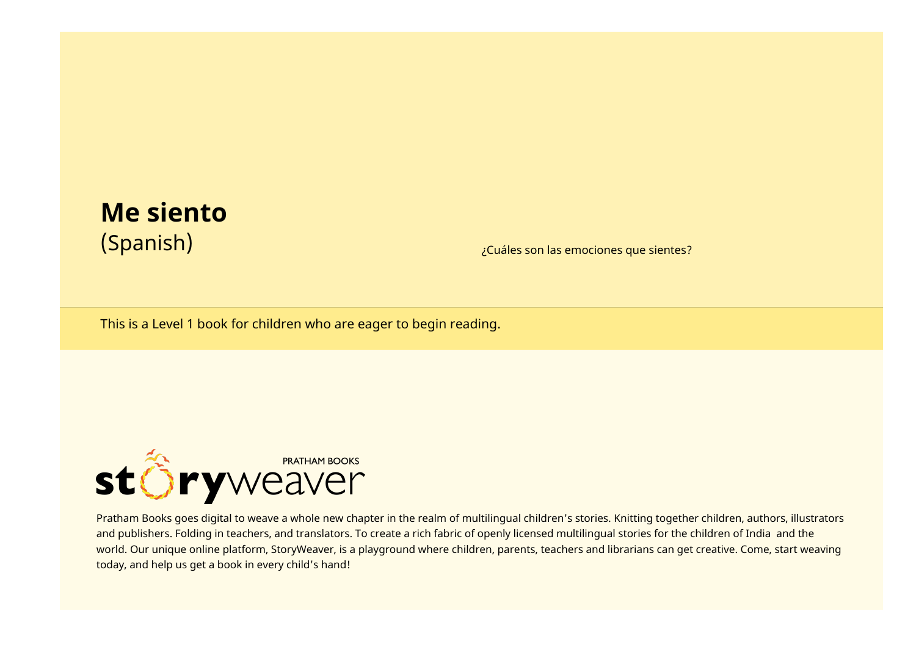# Me siento

(Spanish)

¿Cuáles son las emociones que sientes?

This is a Level 1 book for children who are eager to begin reading.

storyweaver PRATHAM BOOKS

Pratham Books goes digital to weave a whole new chapter in the realm of multilingual children's stories. Knitting together children, authors, illustrators and publishers. Folding in teachers, and translators. To create a rich fabric of openly licensed multilingual stories for the children of India and the world. Our unique online platform, StoryWeaver, is a playground where children, parents, teachers and librarians can get creative. Come, start weaving today, and help us get a book in every child's hand!